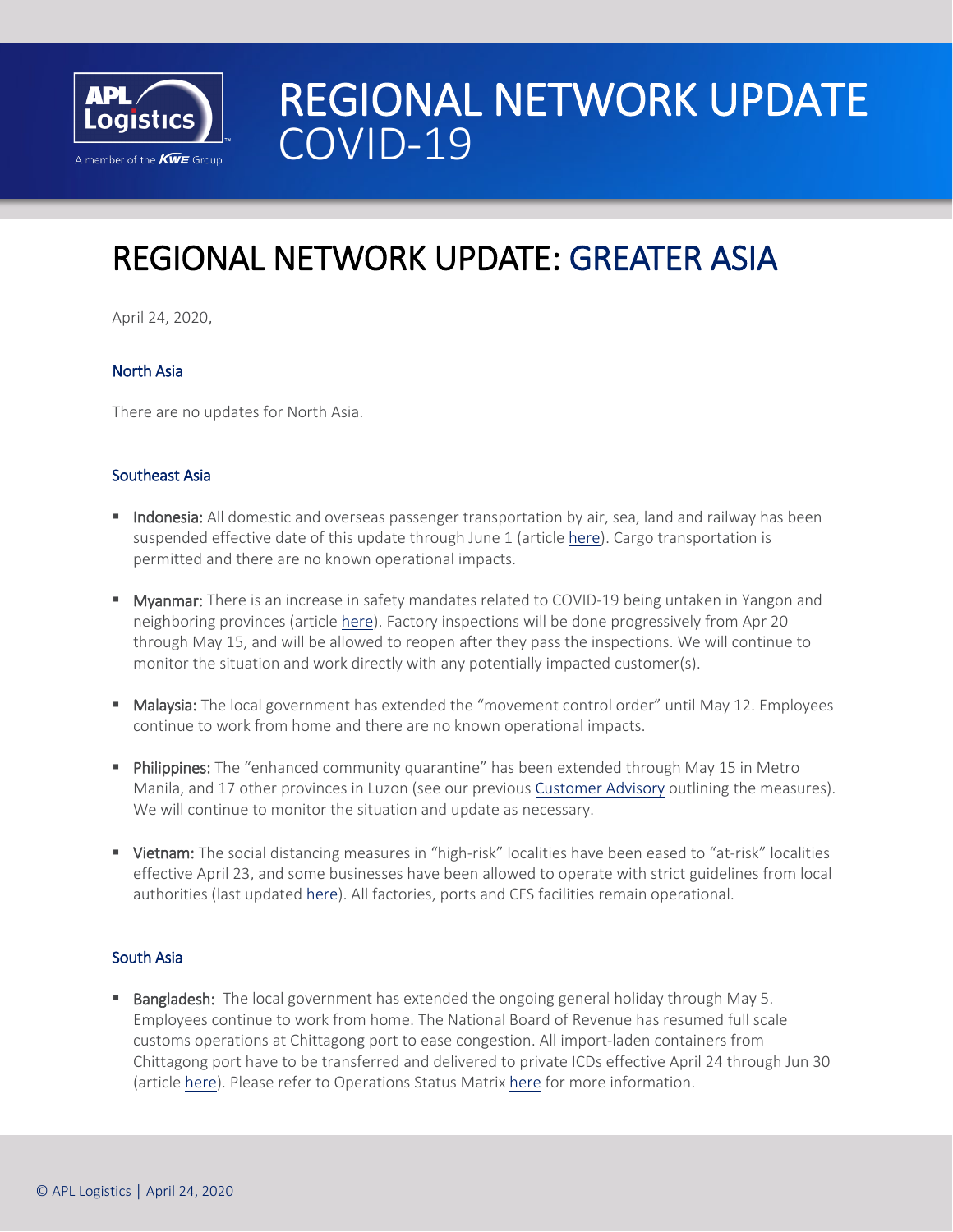# REGIONAL NETWORK UPDATE COVID-19

## REGIONAL NETWORK UPDATE: GREATER ASIA

April 24, 2020,

### North Asia

There are no updates for North Asia.

### Southeast Asia

- **Indonesia:** All domestic and overseas passenger transportation by air, sea, land and railway has been suspended effective date of this update through June 1 (article here). Cargo transportation is permitted and there are no known operational impacts.
- **Myanmar:** There is an increase in safety mandates related to COVID-19 being untaken in Yangon and neighboring provinces (article here). Factory inspections will be done progressively from Apr 20 through May 15, and will be allowed to reopen after they pass the inspections. We will continue to monitor the situation and work directly with any potentially impacted customer(s).
- **Malaysia:** The local government has extended the "movement control order" until May 12. Employees continue to work from home and there are no known operational impacts.
- **Philippines:** The "enhanced community quarantine" has been extended through May 15 in Metro Manila, and 17 other provinces in Luzon (see our previous Customer Advisory outlining the measures). We will continue to monitor the situation and update as necessary.
- **Vietnam:** The social distancing measures in "high-risk" localities have been eased to "at-risk" localities effective April 23, and some businesses have been allowed to operate with strict guidelines from local authorities (last updated here). All factories, ports and CFS facilities remain operational.

### South Asia

- **Bangladesh:** The local government has extended the ongoing general holiday through May 5. Employees continue to work from home. The National Board of Revenue has resumed full scale customs operations at Chittagong port to ease congestion. All import-laden containers from Chittagong port have to be transferred and delivered to private ICDs effective April 24 through Jun 30 (article here). Please refer to Operations Status Matrix here for more information.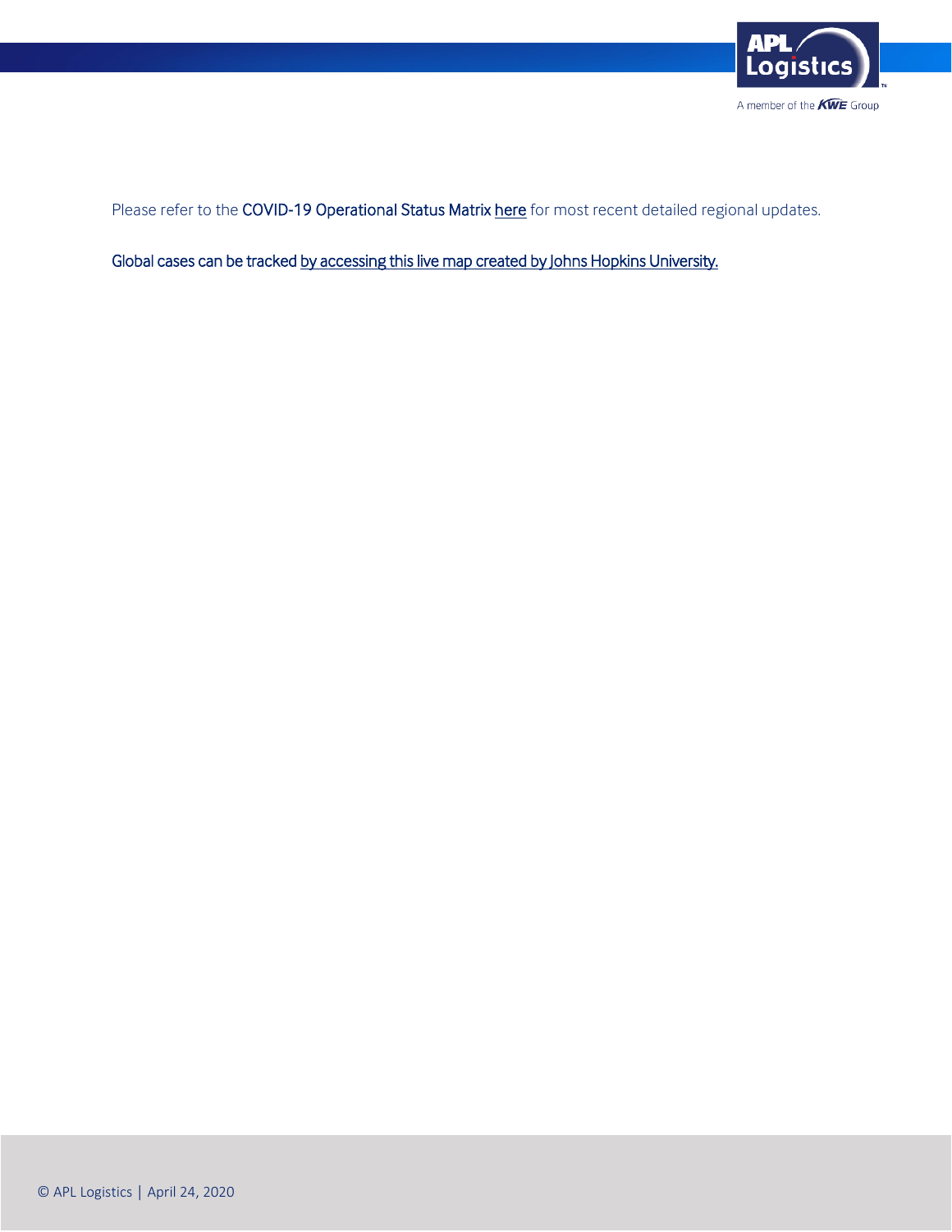Please refer to the COVID-19 Operational Status Matrix here for most recent detailed regional updates.

Global cases can be tracked by accessing this live map created by Johns Hopkins University.